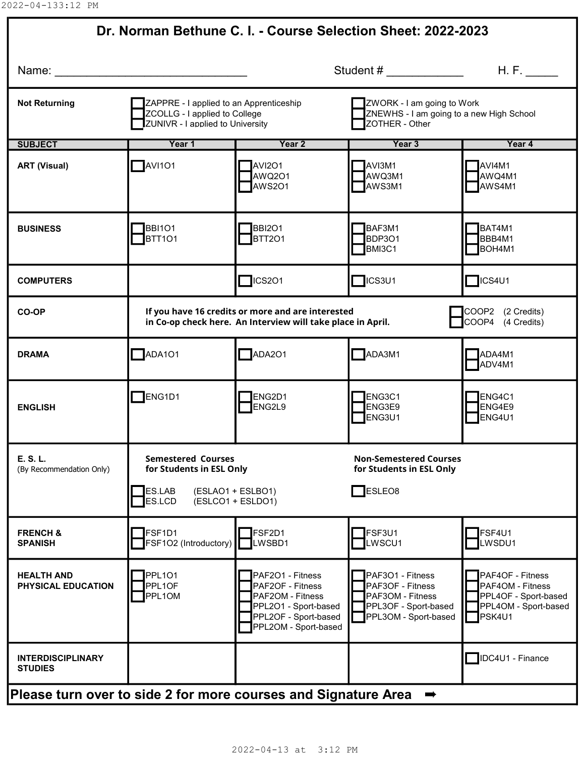# Dr. Norman Bethune C. I. - Course Selection Sheet: 2022-2023

Name: ______________________________ Student # ____________ H. F. _____

**Not Returning**

- ☐ ZAPPRE - I applied to an Apprenticeship
- ☐ ZCOLLG - I applied to College
- ☐ ZUNIVR - I applied to University
- ☐ ZWORK - I am going to Work
- ☐ ZNEWHS - I am going to a new High School
- ☐ ZOTHER - Other

| SUBJECT | Year 1 | Year 2 | Year 3 | Year 4 |
|---|---|---|---|---|
| **ART (Visual)** | ☐ AVI1O1 | ☐ AVI2O1<br>☐ AWQ2O1<br>☐ AWS2O1 | ☐ AVI3M1<br>☐ AWQ3M1<br>☐ AWS3M1 | ☐ AVI4M1<br>☐ AWQ4M1<br>☐ AWS4M1 |
| **BUSINESS** | ☐ BBI1O1<br>☐ BTT1O1 | ☐ BBI2O1<br>☐ BTT2O1 | ☐ BAF3M1<br>☐ BDP3O1<br>☐ BMI3C1 | ☐ BAT4M1<br>☐ BBB4M1<br>☐ BOH4M1 |
| **COMPUTERS** | | ☐ ICS2O1 | ☐ ICS3U1 | ☐ ICS4U1 |
| **CO-OP** | **If you have 16 credits or more and are interested in Co-op check here. An Interview will take place in April.** | | | ☐ COOP2 (2 Credits)<br>☐ COOP4 (4 Credits) |
| **DRAMA** | ☐ ADA1O1 | ☐ ADA2O1 | ☐ ADA3M1 | ☐ ADA4M1<br>☐ ADV4M1 |
| **ENGLISH** | ☐ ENG1D1 | ☐ ENG2D1<br>☐ ENG2L9 | ☐ ENG3C1<br>☐ ENG3E9<br>☐ ENG3U1 | ☐ ENG4C1<br>☐ ENG4E9<br>☐ ENG4U1 |
| **E. S. L.**<br>(By Recommendation Only) | **Semestered Courses for Students in ESL Only**<br>☐ ES.LAB (ESLAO1 + ESLBO1)<br>☐ ES.LCD (ESLCO1 + ESLDO1) | | **Non-Semestered Courses for Students in ESL Only**<br>☐ ESLEO8 | |
| **FRENCH & SPANISH** | ☐ FSF1D1<br>☐ FSF1O2 (Introductory) | ☐ FSF2D1<br>☐ LWSBD1 | ☐ FSF3U1<br>☐ LWSCU1 | ☐ FSF4U1<br>☐ LWSDU1 |
| **HEALTH AND PHYSICAL EDUCATION** | ☐ PPL1O1<br>☐ PPL1OF<br>☐ PPL1OM | ☐ PAF2O1 - Fitness<br>☐ PAF2OF - Fitness<br>☐ PAF2OM - Fitness<br>☐ PPL2O1 - Sport-based<br>☐ PPL2OF - Sport-based<br>☐ PPL2OM - Sport-based | ☐ PAF3O1 - Fitness<br>☐ PAF3OF - Fitness<br>☐ PAF3OM - Fitness<br>☐ PPL3OF - Sport-based<br>☐ PPL3OM - Sport-based | ☐ PAF4OF - Fitness<br>☐ PAF4OM - Fitness<br>☐ PPL4OF - Sport-based<br>☐ PPL4OM - Sport-based<br>☐ PSK4U1 |
| **INTERDISCIPLINARY STUDIES** | | | | ☐ IDC4U1 - Finance |

**Please turn over to side 2 for more courses and Signature Area ➡**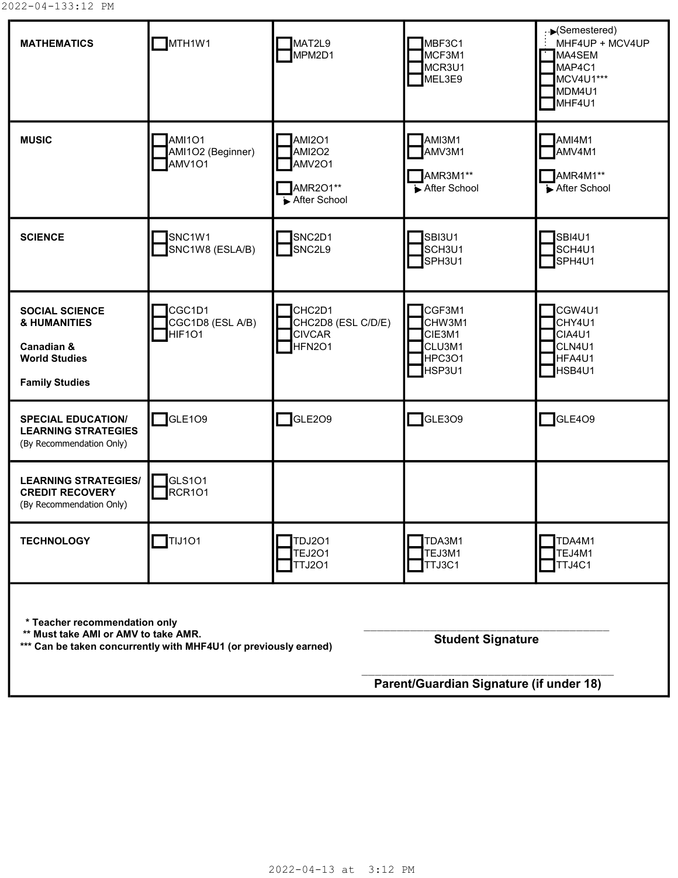| | | | | |
|---|---|---|---|---|
| **MATHEMATICS** | MTH1W1 | MAT2L9<br>MPM2D1 | MBF3C1<br>MCF3M1<br>MCR3U1<br>MEL3E9 | (Semestered)<br>MHF4UP + MCV4UP<br>MA4SEM<br>MAP4C1<br>MCV4U1***<br>MDM4U1<br>MHF4U1 |
| **MUSIC** | AMI1O1<br>AMI1O2 (Beginner)<br>AMV1O1 | AMI2O1<br>AMI2O2<br>AMV2O1<br><br>AMR2O1**<br>After School | AMI3M1<br>AMV3M1<br><br>AMR3M1**<br>After School | AMI4M1<br>AMV4M1<br><br>AMR4M1**<br>After School |
| **SCIENCE** | SNC1W1<br>SNC1W8 (ESLA/B) | SNC2D1<br>SNC2L9 | SBI3U1<br>SCH3U1<br>SPH3U1 | SBI4U1<br>SCH4U1<br>SPH4U1 |
| **SOCIAL SCIENCE & HUMANITIES**<br><br>**Canadian & World Studies**<br><br>**Family Studies** | CGC1D1<br>CGC1D8 (ESL A/B)<br>HIF1O1 | CHC2D1<br>CHC2D8 (ESL C/D/E)<br>CIVCAR<br>HFN2O1 | CGF3M1<br>CHW3M1<br>CIE3M1<br>CLU3M1<br>HPC3O1<br>HSP3U1 | CGW4U1<br>CHY4U1<br>CIA4U1<br>CLN4U1<br>HFA4U1<br>HSB4U1 |
| **SPECIAL EDUCATION/ LEARNING STRATEGIES** (By Recommendation Only) | GLE1O9 | GLE2O9 | GLE3O9 | GLE4O9 |
| **LEARNING STRATEGIES/ CREDIT RECOVERY** (By Recommendation Only) | GLS1O1<br>RCR1O1 | | | |
| **TECHNOLOGY** | TIJ1O1 | TDJ2O1<br>TEJ2O1<br>TTJ2O1 | TDA3M1<br>TEJ3M1<br>TTJ3C1 | TDA4M1<br>TEJ4M1<br>TTJ4C1 |

**\* Teacher recommendation only**
**\*\* Must take AMI or AMV to take AMR.**
**\*\*\* Can be taken concurrently with MHF4U1 (or previously earned)**

______________________________
**Student Signature**

______________________________
**Parent/Guardian Signature (if under 18)**